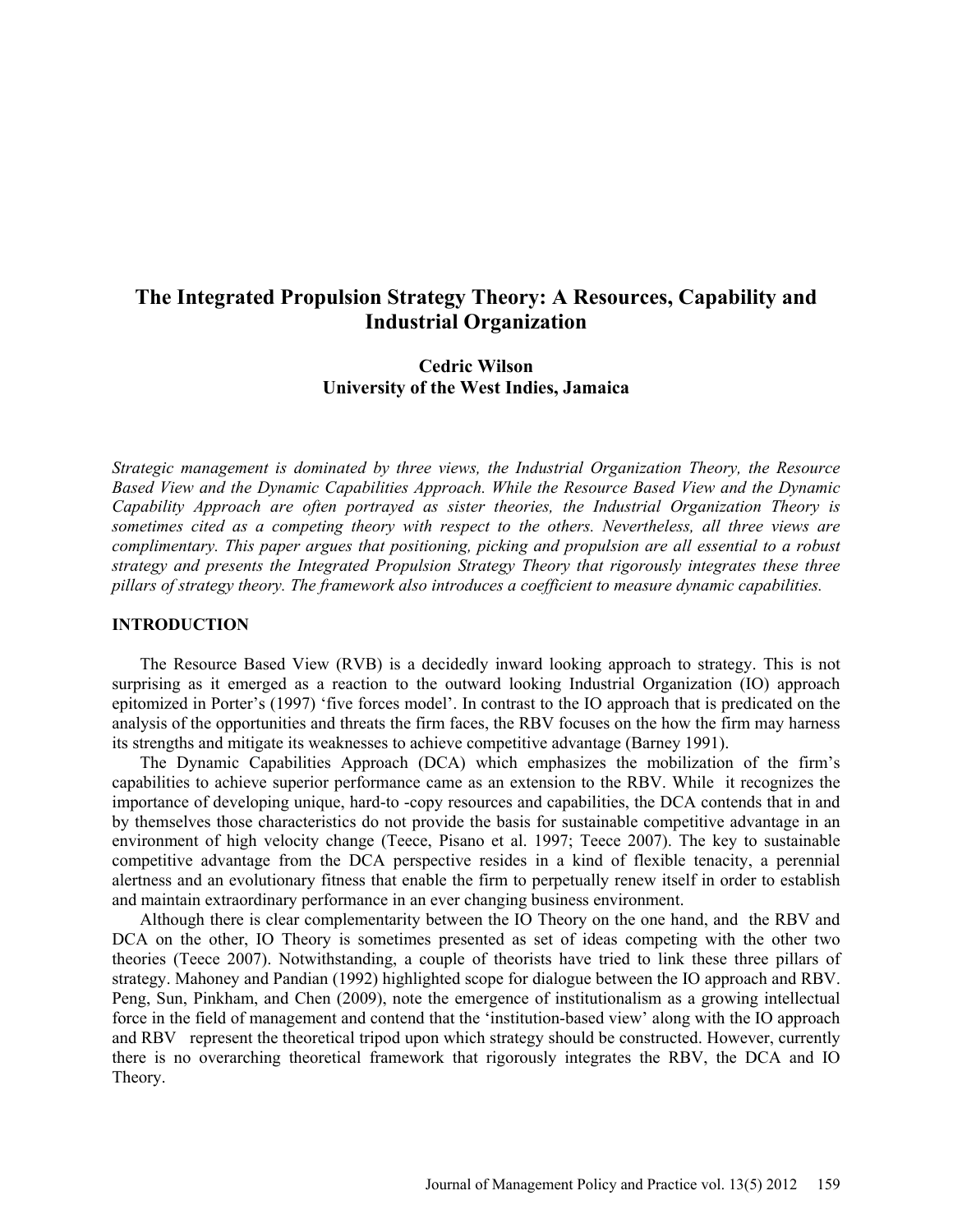# The Integrated Propulsion Strategy Theory: A Resources, Capability and Industrial Organization

**Cedric Wilson**
**University of the West Indies, Jamaica**

*Strategic management is dominated by three views, the Industrial Organization Theory, the Resource Based View and the Dynamic Capabilities Approach. While the Resource Based View and the Dynamic Capability Approach are often portrayed as sister theories, the Industrial Organization Theory is sometimes cited as a competing theory with respect to the others. Nevertheless, all three views are complimentary. This paper argues that positioning, picking and propulsion are all essential to a robust strategy and presents the Integrated Propulsion Strategy Theory that rigorously integrates these three pillars of strategy theory. The framework also introduces a coefficient to measure dynamic capabilities.*

## INTRODUCTION

The Resource Based View (RVB) is a decidedly inward looking approach to strategy. This is not surprising as it emerged as a reaction to the outward looking Industrial Organization (IO) approach epitomized in Porter's (1997) 'five forces model'. In contrast to the IO approach that is predicated on the analysis of the opportunities and threats the firm faces, the RBV focuses on the how the firm may harness its strengths and mitigate its weaknesses to achieve competitive advantage (Barney 1991).

The Dynamic Capabilities Approach (DCA) which emphasizes the mobilization of the firm's capabilities to achieve superior performance came as an extension to the RBV. While it recognizes the importance of developing unique, hard-to -copy resources and capabilities, the DCA contends that in and by themselves those characteristics do not provide the basis for sustainable competitive advantage in an environment of high velocity change (Teece, Pisano et al. 1997; Teece 2007). The key to sustainable competitive advantage from the DCA perspective resides in a kind of flexible tenacity, a perennial alertness and an evolutionary fitness that enable the firm to perpetually renew itself in order to establish and maintain extraordinary performance in an ever changing business environment.

Although there is clear complementarity between the IO Theory on the one hand, and the RBV and DCA on the other, IO Theory is sometimes presented as set of ideas competing with the other two theories (Teece 2007). Notwithstanding, a couple of theorists have tried to link these three pillars of strategy. Mahoney and Pandian (1992) highlighted scope for dialogue between the IO approach and RBV. Peng, Sun, Pinkham, and Chen (2009), note the emergence of institutionalism as a growing intellectual force in the field of management and contend that the 'institution-based view' along with the IO approach and RBV represent the theoretical tripod upon which strategy should be constructed. However, currently there is no overarching theoretical framework that rigorously integrates the RBV, the DCA and IO Theory.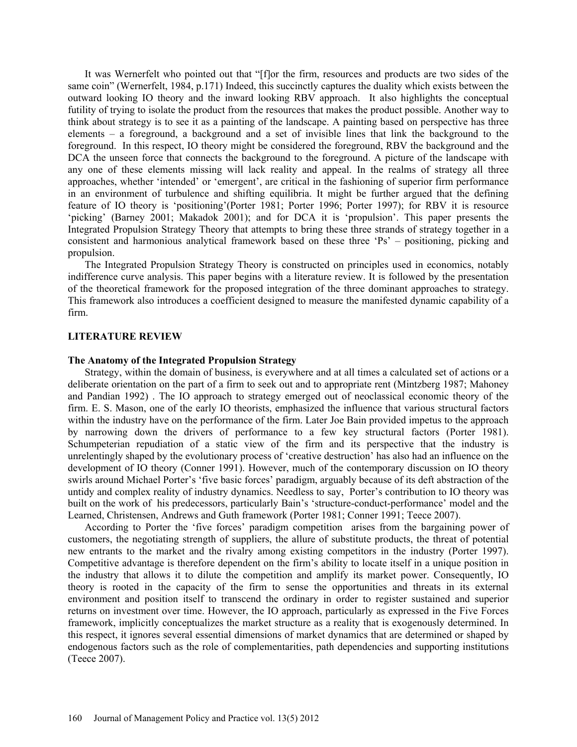It was Wernerfelt who pointed out that "[f]or the firm, resources and products are two sides of the same coin" (Wernerfelt, 1984, p.171) Indeed, this succinctly captures the duality which exists between the outward looking IO theory and the inward looking RBV approach. It also highlights the conceptual futility of trying to isolate the product from the resources that makes the product possible. Another way to think about strategy is to see it as a painting of the landscape. A painting based on perspective has three elements – a foreground, a background and a set of invisible lines that link the background to the foreground. In this respect, IO theory might be considered the foreground, RBV the background and the DCA the unseen force that connects the background to the foreground. A picture of the landscape with any one of these elements missing will lack reality and appeal. In the realms of strategy all three approaches, whether 'intended' or 'emergent', are critical in the fashioning of superior firm performance in an environment of turbulence and shifting equilibria. It might be further argued that the defining feature of IO theory is 'positioning'(Porter 1981; Porter 1996; Porter 1997); for RBV it is resource 'picking' (Barney 2001; Makadok 2001); and for DCA it is 'propulsion'. This paper presents the Integrated Propulsion Strategy Theory that attempts to bring these three strands of strategy together in a consistent and harmonious analytical framework based on these three 'Ps' – positioning, picking and propulsion.

The Integrated Propulsion Strategy Theory is constructed on principles used in economics, notably indifference curve analysis. This paper begins with a literature review. It is followed by the presentation of the theoretical framework for the proposed integration of the three dominant approaches to strategy. This framework also introduces a coefficient designed to measure the manifested dynamic capability of a firm.

## LITERATURE REVIEW

### The Anatomy of the Integrated Propulsion Strategy

Strategy, within the domain of business, is everywhere and at all times a calculated set of actions or a deliberate orientation on the part of a firm to seek out and to appropriate rent (Mintzberg 1987; Mahoney and Pandian 1992) . The IO approach to strategy emerged out of neoclassical economic theory of the firm. E. S. Mason, one of the early IO theorists, emphasized the influence that various structural factors within the industry have on the performance of the firm. Later Joe Bain provided impetus to the approach by narrowing down the drivers of performance to a few key structural factors (Porter 1981). Schumpeterian repudiation of a static view of the firm and its perspective that the industry is unrelentingly shaped by the evolutionary process of 'creative destruction' has also had an influence on the development of IO theory (Conner 1991). However, much of the contemporary discussion on IO theory swirls around Michael Porter's 'five basic forces' paradigm, arguably because of its deft abstraction of the untidy and complex reality of industry dynamics. Needless to say, Porter's contribution to IO theory was built on the work of his predecessors, particularly Bain's 'structure-conduct-performance' model and the Learned, Christensen, Andrews and Guth framework (Porter 1981; Conner 1991; Teece 2007).

According to Porter the 'five forces' paradigm competition arises from the bargaining power of customers, the negotiating strength of suppliers, the allure of substitute products, the threat of potential new entrants to the market and the rivalry among existing competitors in the industry (Porter 1997). Competitive advantage is therefore dependent on the firm's ability to locate itself in a unique position in the industry that allows it to dilute the competition and amplify its market power. Consequently, IO theory is rooted in the capacity of the firm to sense the opportunities and threats in its external environment and position itself to transcend the ordinary in order to register sustained and superior returns on investment over time. However, the IO approach, particularly as expressed in the Five Forces framework, implicitly conceptualizes the market structure as a reality that is exogenously determined. In this respect, it ignores several essential dimensions of market dynamics that are determined or shaped by endogenous factors such as the role of complementarities, path dependencies and supporting institutions (Teece 2007).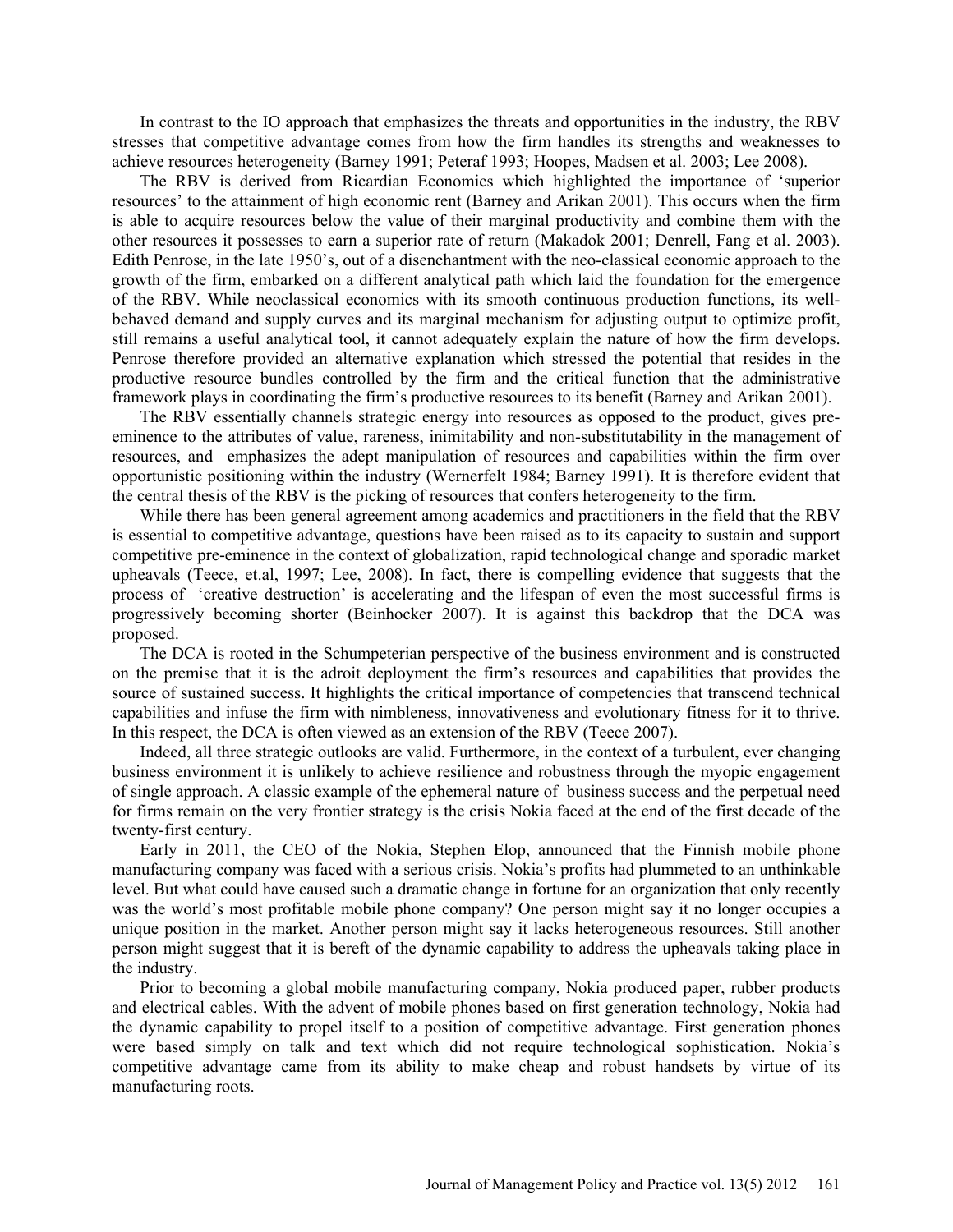In contrast to the IO approach that emphasizes the threats and opportunities in the industry, the RBV stresses that competitive advantage comes from how the firm handles its strengths and weaknesses to achieve resources heterogeneity (Barney 1991; Peteraf 1993; Hoopes, Madsen et al. 2003; Lee 2008).

The RBV is derived from Ricardian Economics which highlighted the importance of 'superior resources' to the attainment of high economic rent (Barney and Arikan 2001). This occurs when the firm is able to acquire resources below the value of their marginal productivity and combine them with the other resources it possesses to earn a superior rate of return (Makadok 2001; Denrell, Fang et al. 2003). Edith Penrose, in the late 1950's, out of a disenchantment with the neo-classical economic approach to the growth of the firm, embarked on a different analytical path which laid the foundation for the emergence of the RBV. While neoclassical economics with its smooth continuous production functions, its well-behaved demand and supply curves and its marginal mechanism for adjusting output to optimize profit, still remains a useful analytical tool, it cannot adequately explain the nature of how the firm develops. Penrose therefore provided an alternative explanation which stressed the potential that resides in the productive resource bundles controlled by the firm and the critical function that the administrative framework plays in coordinating the firm's productive resources to its benefit (Barney and Arikan 2001).

The RBV essentially channels strategic energy into resources as opposed to the product, gives pre-eminence to the attributes of value, rareness, inimitability and non-substitutability in the management of resources, and emphasizes the adept manipulation of resources and capabilities within the firm over opportunistic positioning within the industry (Wernerfelt 1984; Barney 1991). It is therefore evident that the central thesis of the RBV is the picking of resources that confers heterogeneity to the firm.

While there has been general agreement among academics and practitioners in the field that the RBV is essential to competitive advantage, questions have been raised as to its capacity to sustain and support competitive pre-eminence in the context of globalization, rapid technological change and sporadic market upheavals (Teece, et.al, 1997; Lee, 2008). In fact, there is compelling evidence that suggests that the process of 'creative destruction' is accelerating and the lifespan of even the most successful firms is progressively becoming shorter (Beinhocker 2007). It is against this backdrop that the DCA was proposed.

The DCA is rooted in the Schumpeterian perspective of the business environment and is constructed on the premise that it is the adroit deployment the firm's resources and capabilities that provides the source of sustained success. It highlights the critical importance of competencies that transcend technical capabilities and infuse the firm with nimbleness, innovativeness and evolutionary fitness for it to thrive. In this respect, the DCA is often viewed as an extension of the RBV (Teece 2007).

Indeed, all three strategic outlooks are valid. Furthermore, in the context of a turbulent, ever changing business environment it is unlikely to achieve resilience and robustness through the myopic engagement of single approach. A classic example of the ephemeral nature of business success and the perpetual need for firms remain on the very frontier strategy is the crisis Nokia faced at the end of the first decade of the twenty-first century.

Early in 2011, the CEO of the Nokia, Stephen Elop, announced that the Finnish mobile phone manufacturing company was faced with a serious crisis. Nokia's profits had plummeted to an unthinkable level. But what could have caused such a dramatic change in fortune for an organization that only recently was the world's most profitable mobile phone company? One person might say it no longer occupies a unique position in the market. Another person might say it lacks heterogeneous resources. Still another person might suggest that it is bereft of the dynamic capability to address the upheavals taking place in the industry.

Prior to becoming a global mobile manufacturing company, Nokia produced paper, rubber products and electrical cables. With the advent of mobile phones based on first generation technology, Nokia had the dynamic capability to propel itself to a position of competitive advantage. First generation phones were based simply on talk and text which did not require technological sophistication. Nokia's competitive advantage came from its ability to make cheap and robust handsets by virtue of its manufacturing roots.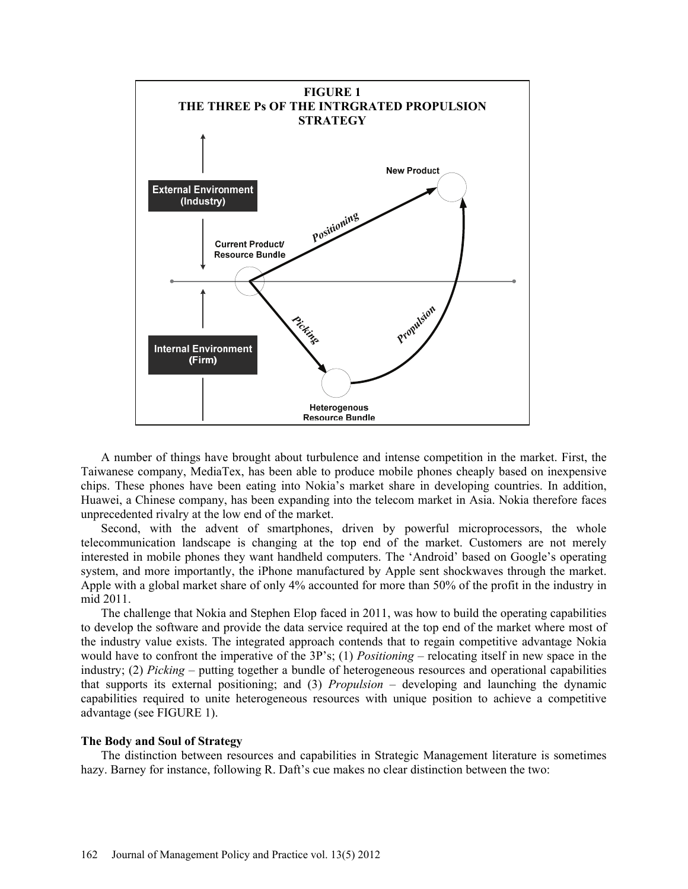**FIGURE 1**
**THE THREE Ps OF THE INTRGRATED PROPULSION STRATEGY**

A number of things have brought about turbulence and intense competition in the market. First, the Taiwanese company, MediaTex, has been able to produce mobile phones cheaply based on inexpensive chips. These phones have been eating into Nokia's market share in developing countries. In addition, Huawei, a Chinese company, has been expanding into the telecom market in Asia. Nokia therefore faces unprecedented rivalry at the low end of the market.

Second, with the advent of smartphones, driven by powerful microprocessors, the whole telecommunication landscape is changing at the top end of the market. Customers are not merely interested in mobile phones they want handheld computers. The 'Android' based on Google's operating system, and more importantly, the iPhone manufactured by Apple sent shockwaves through the market. Apple with a global market share of only 4% accounted for more than 50% of the profit in the industry in mid 2011.

The challenge that Nokia and Stephen Elop faced in 2011, was how to build the operating capabilities to develop the software and provide the data service required at the top end of the market where most of the industry value exists. The integrated approach contends that to regain competitive advantage Nokia would have to confront the imperative of the 3P's; (1) *Positioning* – relocating itself in new space in the industry; (2) *Picking* – putting together a bundle of heterogeneous resources and operational capabilities that supports its external positioning; and (3) *Propulsion* – developing and launching the dynamic capabilities required to unite heterogeneous resources with unique position to achieve a competitive advantage (see FIGURE 1).

### The Body and Soul of Strategy

The distinction between resources and capabilities in Strategic Management literature is sometimes hazy. Barney for instance, following R. Daft's cue makes no clear distinction between the two: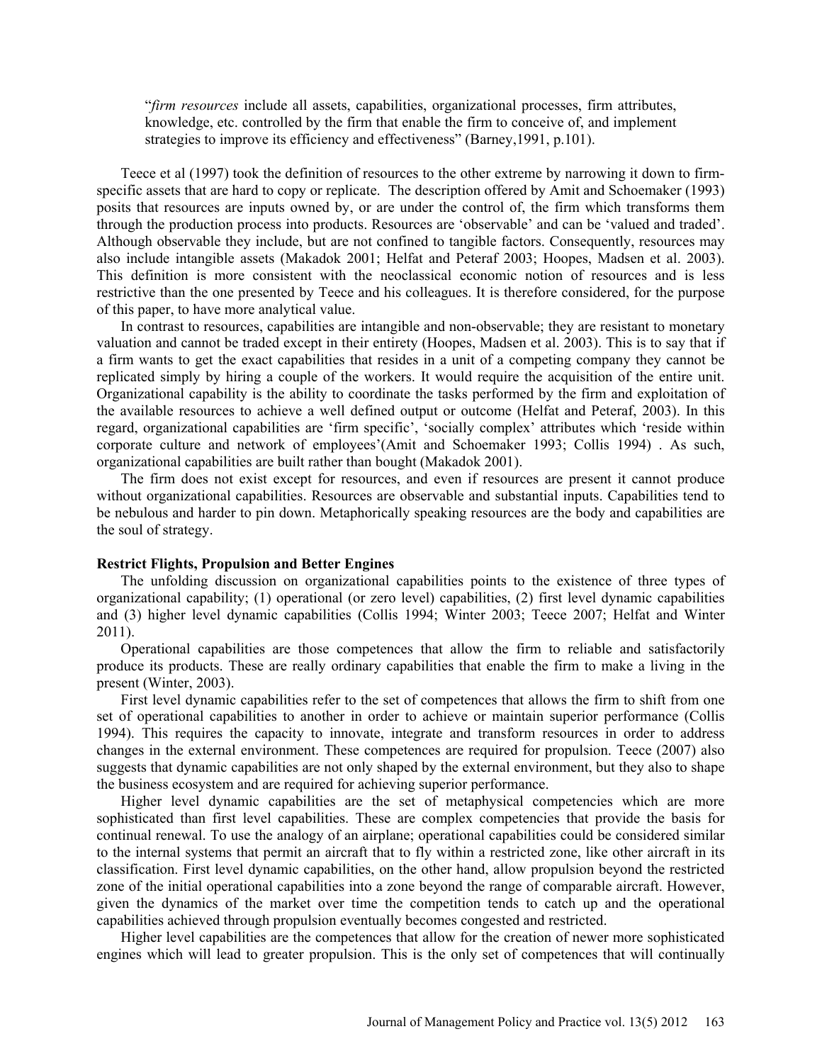"*firm resources* include all assets, capabilities, organizational processes, firm attributes, knowledge, etc. controlled by the firm that enable the firm to conceive of, and implement strategies to improve its efficiency and effectiveness" (Barney,1991, p.101).

Teece et al (1997) took the definition of resources to the other extreme by narrowing it down to firm-specific assets that are hard to copy or replicate. The description offered by Amit and Schoemaker (1993) posits that resources are inputs owned by, or are under the control of, the firm which transforms them through the production process into products. Resources are 'observable' and can be 'valued and traded'. Although observable they include, but are not confined to tangible factors. Consequently, resources may also include intangible assets (Makadok 2001; Helfat and Peteraf 2003; Hoopes, Madsen et al. 2003). This definition is more consistent with the neoclassical economic notion of resources and is less restrictive than the one presented by Teece and his colleagues. It is therefore considered, for the purpose of this paper, to have more analytical value.

In contrast to resources, capabilities are intangible and non-observable; they are resistant to monetary valuation and cannot be traded except in their entirety (Hoopes, Madsen et al. 2003). This is to say that if a firm wants to get the exact capabilities that resides in a unit of a competing company they cannot be replicated simply by hiring a couple of the workers. It would require the acquisition of the entire unit. Organizational capability is the ability to coordinate the tasks performed by the firm and exploitation of the available resources to achieve a well defined output or outcome (Helfat and Peteraf, 2003). In this regard, organizational capabilities are 'firm specific', 'socially complex' attributes which 'reside within corporate culture and network of employees'(Amit and Schoemaker 1993; Collis 1994) . As such, organizational capabilities are built rather than bought (Makadok 2001).

The firm does not exist except for resources, and even if resources are present it cannot produce without organizational capabilities. Resources are observable and substantial inputs. Capabilities tend to be nebulous and harder to pin down. Metaphorically speaking resources are the body and capabilities are the soul of strategy.

**Restrict Flights, Propulsion and Better Engines**

The unfolding discussion on organizational capabilities points to the existence of three types of organizational capability; (1) operational (or zero level) capabilities, (2) first level dynamic capabilities and (3) higher level dynamic capabilities (Collis 1994; Winter 2003; Teece 2007; Helfat and Winter 2011).

Operational capabilities are those competences that allow the firm to reliable and satisfactorily produce its products. These are really ordinary capabilities that enable the firm to make a living in the present (Winter, 2003).

First level dynamic capabilities refer to the set of competences that allows the firm to shift from one set of operational capabilities to another in order to achieve or maintain superior performance (Collis 1994). This requires the capacity to innovate, integrate and transform resources in order to address changes in the external environment. These competences are required for propulsion. Teece (2007) also suggests that dynamic capabilities are not only shaped by the external environment, but they also to shape the business ecosystem and are required for achieving superior performance.

Higher level dynamic capabilities are the set of metaphysical competencies which are more sophisticated than first level capabilities. These are complex competencies that provide the basis for continual renewal. To use the analogy of an airplane; operational capabilities could be considered similar to the internal systems that permit an aircraft that to fly within a restricted zone, like other aircraft in its classification. First level dynamic capabilities, on the other hand, allow propulsion beyond the restricted zone of the initial operational capabilities into a zone beyond the range of comparable aircraft. However, given the dynamics of the market over time the competition tends to catch up and the operational capabilities achieved through propulsion eventually becomes congested and restricted.

Higher level capabilities are the competences that allow for the creation of newer more sophisticated engines which will lead to greater propulsion. This is the only set of competences that will continually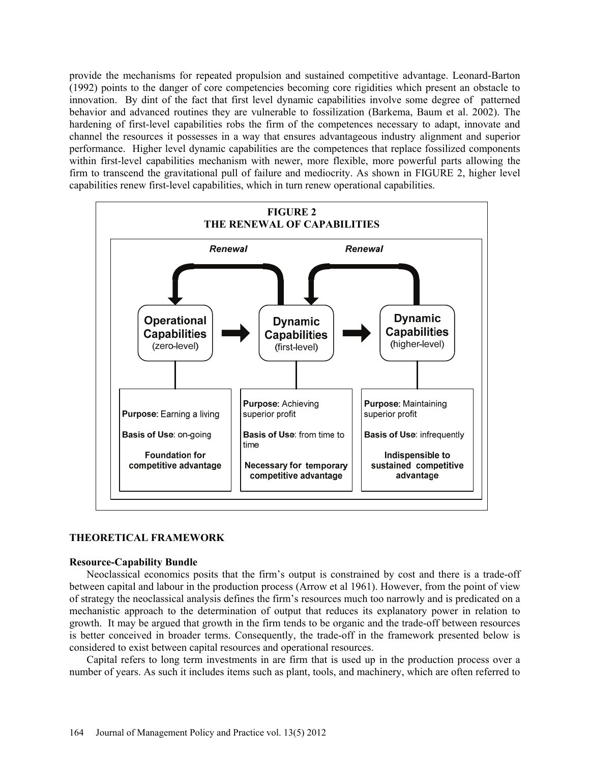provide the mechanisms for repeated propulsion and sustained competitive advantage. Leonard-Barton (1992) points to the danger of core competencies becoming core rigidities which present an obstacle to innovation. By dint of the fact that first level dynamic capabilities involve some degree of patterned behavior and advanced routines they are vulnerable to fossilization (Barkema, Baum et al. 2002). The hardening of first-level capabilities robs the firm of the competences necessary to adapt, innovate and channel the resources it possesses in a way that ensures advantageous industry alignment and superior performance. Higher level dynamic capabilities are the competences that replace fossilized components within first-level capabilities mechanism with newer, more flexible, more powerful parts allowing the firm to transcend the gravitational pull of failure and mediocrity. As shown in FIGURE 2, higher level capabilities renew first-level capabilities, which in turn renew operational capabilities.

**FIGURE 2**
**THE RENEWAL OF CAPABILITIES**

*Renewal* *Renewal*

| Operational Capabilities (zero-level) | Dynamic Capabilities (first-level) | Dynamic Capabilities (higher-level) |
|---|---|---|
| **Purpose:** Earning a living | **Purpose:** Achieving superior profit | **Purpose:** Maintaining superior profit |
| **Basis of Use**: on-going | **Basis of Use**: from time to time | **Basis of Use**: infrequently |
| **Foundation for competitive advantage** | **Necessary for temporary competitive advantage** | **Indispensible to sustained competitive advantage** |

## THEORETICAL FRAMEWORK

### Resource-Capability Bundle

Neoclassical economics posits that the firm's output is constrained by cost and there is a trade-off between capital and labour in the production process (Arrow et al 1961). However, from the point of view of strategy the neoclassical analysis defines the firm's resources much too narrowly and is predicated on a mechanistic approach to the determination of output that reduces its explanatory power in relation to growth. It may be argued that growth in the firm tends to be organic and the trade-off between resources is better conceived in broader terms. Consequently, the trade-off in the framework presented below is considered to exist between capital resources and operational resources.

Capital refers to long term investments in are firm that is used up in the production process over a number of years. As such it includes items such as plant, tools, and machinery, which are often referred to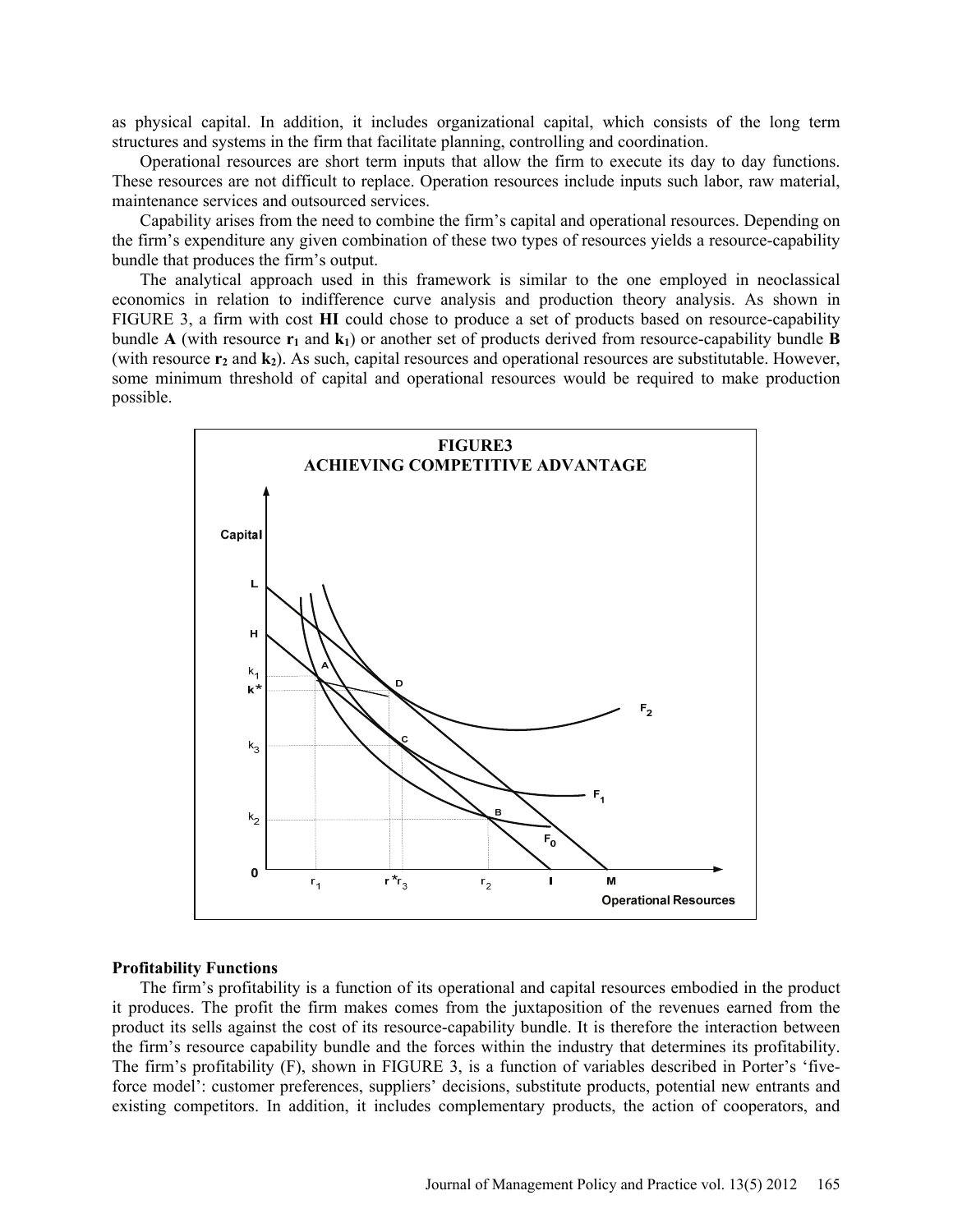as physical capital. In addition, it includes organizational capital, which consists of the long term structures and systems in the firm that facilitate planning, controlling and coordination.

Operational resources are short term inputs that allow the firm to execute its day to day functions. These resources are not difficult to replace. Operation resources include inputs such labor, raw material, maintenance services and outsourced services.

Capability arises from the need to combine the firm's capital and operational resources. Depending on the firm's expenditure any given combination of these two types of resources yields a resource-capability bundle that produces the firm's output.

The analytical approach used in this framework is similar to the one employed in neoclassical economics in relation to indifference curve analysis and production theory analysis. As shown in FIGURE 3, a firm with cost **HI** could chose to produce a set of products based on resource-capability bundle **A** (with resource $\mathbf{r_1}$ and $\mathbf{k_1}$) or another set of products derived from resource-capability bundle **B** (with resource $\mathbf{r_2}$ and $\mathbf{k_2}$). As such, capital resources and operational resources are substitutable. However, some minimum threshold of capital and operational resources would be required to make production possible.

**FIGURE3**
**ACHIEVING COMPETITIVE ADVANTAGE**

### Profitability Functions

The firm's profitability is a function of its operational and capital resources embodied in the product it produces. The profit the firm makes comes from the juxtaposition of the revenues earned from the product its sells against the cost of its resource-capability bundle. It is therefore the interaction between the firm's resource capability bundle and the forces within the industry that determines its profitability. The firm's profitability (F), shown in FIGURE 3, is a function of variables described in Porter's 'five-force model': customer preferences, suppliers' decisions, substitute products, potential new entrants and existing competitors. In addition, it includes complementary products, the action of cooperators, and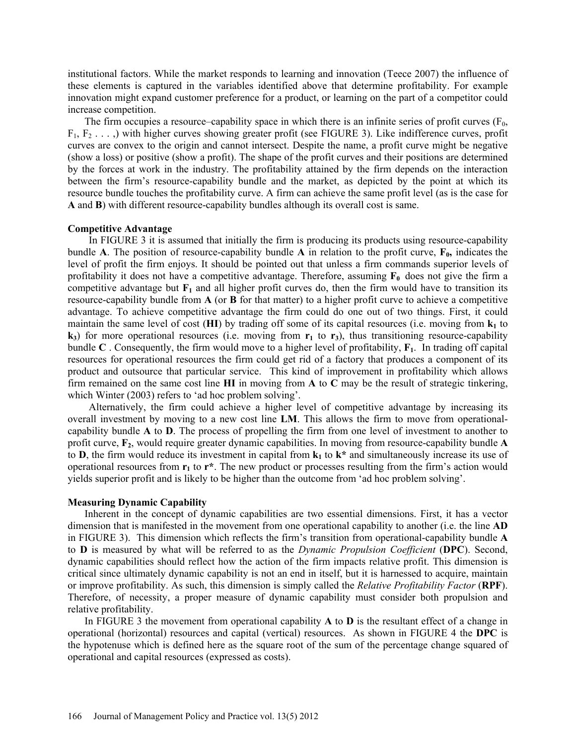institutional factors. While the market responds to learning and innovation (Teece 2007) the influence of these elements is captured in the variables identified above that determine profitability. For example innovation might expand customer preference for a product, or learning on the part of a competitor could increase competition.

The firm occupies a resource–capability space in which there is an infinite series of profit curves ($F_0$, $F_1$, $F_2$ . . . ,) with higher curves showing greater profit (see FIGURE 3). Like indifference curves, profit curves are convex to the origin and cannot intersect. Despite the name, a profit curve might be negative (show a loss) or positive (show a profit). The shape of the profit curves and their positions are determined by the forces at work in the industry. The profitability attained by the firm depends on the interaction between the firm's resource-capability bundle and the market, as depicted by the point at which its resource bundle touches the profitability curve. A firm can achieve the same profit level (as is the case for **A** and **B**) with different resource-capability bundles although its overall cost is same.

### Competitive Advantage

In FIGURE 3 it is assumed that initially the firm is producing its products using resource-capability bundle **A**. The position of resource-capability bundle **A** in relation to the profit curve, $\mathbf{F_0}$, indicates the level of profit the firm enjoys. It should be pointed out that unless a firm commands superior levels of profitability it does not have a competitive advantage. Therefore, assuming $\mathbf{F_0}$ does not give the firm a competitive advantage but $\mathbf{F_1}$ and all higher profit curves do, then the firm would have to transition its resource-capability bundle from **A** (or **B** for that matter) to a higher profit curve to achieve a competitive advantage. To achieve competitive advantage the firm could do one out of two things. First, it could maintain the same level of cost (**HI**) by trading off some of its capital resources (i.e. moving from $\mathbf{k_1}$ to $\mathbf{k_3}$) for more operational resources (i.e. moving from $\mathbf{r_1}$ to $\mathbf{r_3}$), thus transitioning resource-capability bundle **C** . Consequently, the firm would move to a higher level of profitability, $\mathbf{F_1}$. In trading off capital resources for operational resources the firm could get rid of a factory that produces a component of its product and outsource that particular service. This kind of improvement in profitability which allows firm remained on the same cost line **HI** in moving from **A** to **C** may be the result of strategic tinkering, which Winter (2003) refers to 'ad hoc problem solving'.

Alternatively, the firm could achieve a higher level of competitive advantage by increasing its overall investment by moving to a new cost line **LM**. This allows the firm to move from operational-capability bundle **A** to **D**. The process of propelling the firm from one level of investment to another to profit curve, $\mathbf{F_2}$, would require greater dynamic capabilities. In moving from resource-capability bundle **A** to **D**, the firm would reduce its investment in capital from $\mathbf{k_1}$ to $\mathbf{k^*}$ and simultaneously increase its use of operational resources from $\mathbf{r_1}$ to $\mathbf{r^*}$. The new product or processes resulting from the firm's action would yields superior profit and is likely to be higher than the outcome from 'ad hoc problem solving'.

### Measuring Dynamic Capability

Inherent in the concept of dynamic capabilities are two essential dimensions. First, it has a vector dimension that is manifested in the movement from one operational capability to another (i.e. the line **AD** in FIGURE 3). This dimension which reflects the firm's transition from operational-capability bundle **A** to **D** is measured by what will be referred to as the *Dynamic Propulsion Coefficient* (**DPC**). Second, dynamic capabilities should reflect how the action of the firm impacts relative profit. This dimension is critical since ultimately dynamic capability is not an end in itself, but it is harnessed to acquire, maintain or improve profitability. As such, this dimension is simply called the *Relative Profitability Factor* (**RPF**). Therefore, of necessity, a proper measure of dynamic capability must consider both propulsion and relative profitability.

In FIGURE 3 the movement from operational capability **A** to **D** is the resultant effect of a change in operational (horizontal) resources and capital (vertical) resources. As shown in FIGURE 4 the **DPC** is the hypotenuse which is defined here as the square root of the sum of the percentage change squared of operational and capital resources (expressed as costs).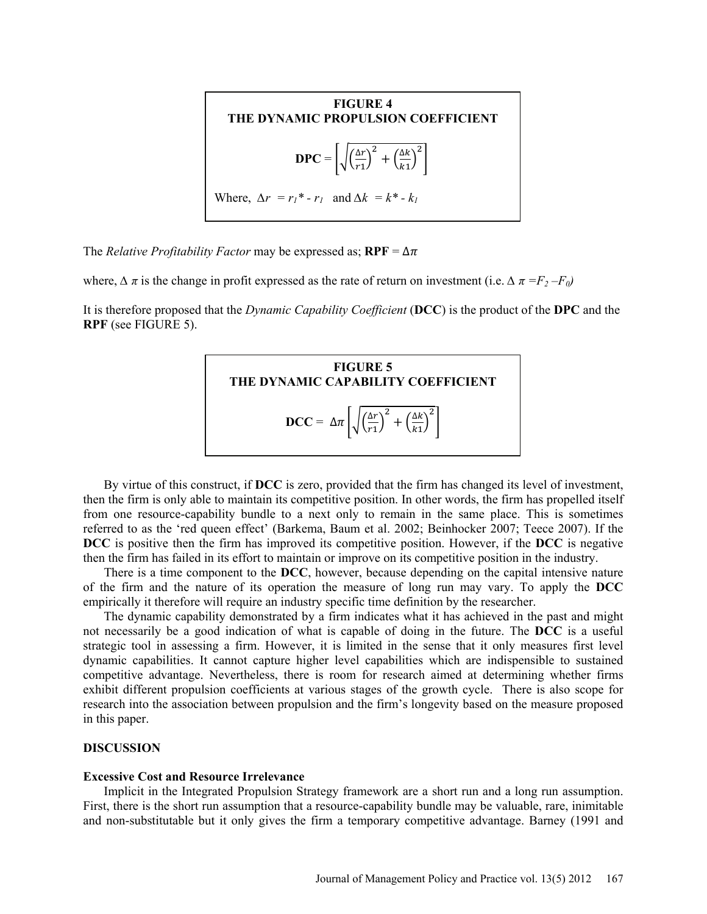**FIGURE 4**
**THE DYNAMIC PROPULSION COEFFICIENT**

$$\textbf{DPC} = \left[\sqrt{\left(\frac{\Delta r}{r1}\right)^2 + \left(\frac{\Delta k}{k1}\right)^2}\right]$$

Where, $\Delta r = r_1* - r_1$ and $\Delta k = k* - k_1$

The *Relative Profitability Factor* may be expressed as; **RPF** = $\Delta\pi$

where, $\Delta \pi$ is the change in profit expressed as the rate of return on investment (i.e. $\Delta \pi = F_2 - F_0$)

It is therefore proposed that the *Dynamic Capability Coefficient* (**DCC**) is the product of the **DPC** and the **RPF** (see FIGURE 5).

**FIGURE 5**
**THE DYNAMIC CAPABILITY COEFFICIENT**

$$\textbf{DCC} = \Delta\pi\left[\sqrt{\left(\frac{\Delta r}{r1}\right)^2 + \left(\frac{\Delta k}{k1}\right)^2}\right]$$

By virtue of this construct, if **DCC** is zero, provided that the firm has changed its level of investment, then the firm is only able to maintain its competitive position. In other words, the firm has propelled itself from one resource-capability bundle to a next only to remain in the same place. This is sometimes referred to as the 'red queen effect' (Barkema, Baum et al. 2002; Beinhocker 2007; Teece 2007). If the **DCC** is positive then the firm has improved its competitive position. However, if the **DCC** is negative then the firm has failed in its effort to maintain or improve on its competitive position in the industry.

There is a time component to the **DCC**, however, because depending on the capital intensive nature of the firm and the nature of its operation the measure of long run may vary. To apply the **DCC** empirically it therefore will require an industry specific time definition by the researcher.

The dynamic capability demonstrated by a firm indicates what it has achieved in the past and might not necessarily be a good indication of what is capable of doing in the future. The **DCC** is a useful strategic tool in assessing a firm. However, it is limited in the sense that it only measures first level dynamic capabilities. It cannot capture higher level capabilities which are indispensible to sustained competitive advantage. Nevertheless, there is room for research aimed at determining whether firms exhibit different propulsion coefficients at various stages of the growth cycle. There is also scope for research into the association between propulsion and the firm's longevity based on the measure proposed in this paper.

## DISCUSSION

### Excessive Cost and Resource Irrelevance

Implicit in the Integrated Propulsion Strategy framework are a short run and a long run assumption. First, there is the short run assumption that a resource-capability bundle may be valuable, rare, inimitable and non-substitutable but it only gives the firm a temporary competitive advantage. Barney (1991 and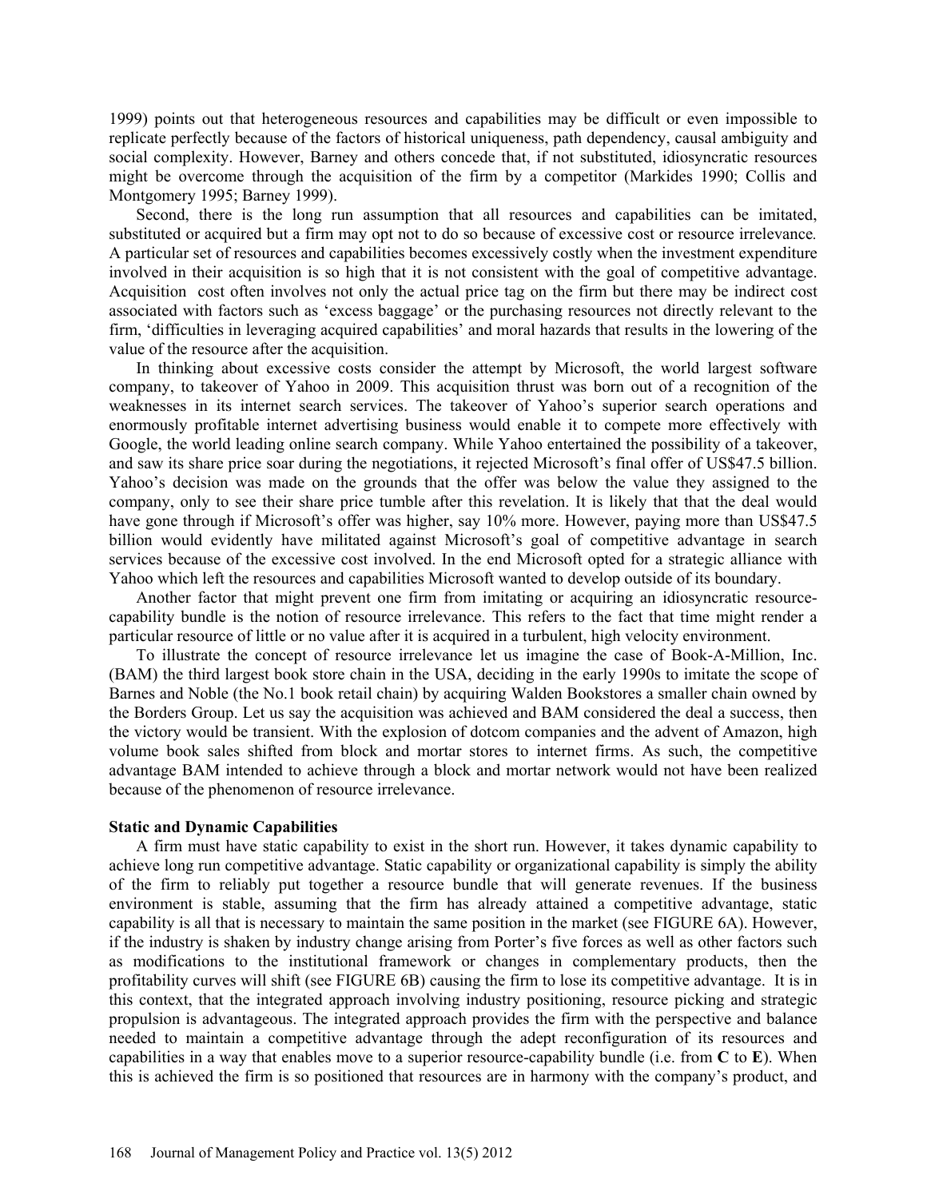1999) points out that heterogeneous resources and capabilities may be difficult or even impossible to replicate perfectly because of the factors of historical uniqueness, path dependency, causal ambiguity and social complexity. However, Barney and others concede that, if not substituted, idiosyncratic resources might be overcome through the acquisition of the firm by a competitor (Markides 1990; Collis and Montgomery 1995; Barney 1999).

Second, there is the long run assumption that all resources and capabilities can be imitated, substituted or acquired but a firm may opt not to do so because of excessive cost or resource irrelevance*.* A particular set of resources and capabilities becomes excessively costly when the investment expenditure involved in their acquisition is so high that it is not consistent with the goal of competitive advantage. Acquisition cost often involves not only the actual price tag on the firm but there may be indirect cost associated with factors such as 'excess baggage' or the purchasing resources not directly relevant to the firm, 'difficulties in leveraging acquired capabilities' and moral hazards that results in the lowering of the value of the resource after the acquisition.

In thinking about excessive costs consider the attempt by Microsoft, the world largest software company, to takeover of Yahoo in 2009. This acquisition thrust was born out of a recognition of the weaknesses in its internet search services. The takeover of Yahoo's superior search operations and enormously profitable internet advertising business would enable it to compete more effectively with Google, the world leading online search company. While Yahoo entertained the possibility of a takeover, and saw its share price soar during the negotiations, it rejected Microsoft's final offer of US$47.5 billion. Yahoo's decision was made on the grounds that the offer was below the value they assigned to the company, only to see their share price tumble after this revelation. It is likely that that the deal would have gone through if Microsoft's offer was higher, say 10% more. However, paying more than US$47.5 billion would evidently have militated against Microsoft's goal of competitive advantage in search services because of the excessive cost involved. In the end Microsoft opted for a strategic alliance with Yahoo which left the resources and capabilities Microsoft wanted to develop outside of its boundary.

Another factor that might prevent one firm from imitating or acquiring an idiosyncratic resource-capability bundle is the notion of resource irrelevance. This refers to the fact that time might render a particular resource of little or no value after it is acquired in a turbulent, high velocity environment.

To illustrate the concept of resource irrelevance let us imagine the case of Book-A-Million, Inc. (BAM) the third largest book store chain in the USA, deciding in the early 1990s to imitate the scope of Barnes and Noble (the No.1 book retail chain) by acquiring Walden Bookstores a smaller chain owned by the Borders Group. Let us say the acquisition was achieved and BAM considered the deal a success, then the victory would be transient. With the explosion of dotcom companies and the advent of Amazon, high volume book sales shifted from block and mortar stores to internet firms. As such, the competitive advantage BAM intended to achieve through a block and mortar network would not have been realized because of the phenomenon of resource irrelevance.

**Static and Dynamic Capabilities**

A firm must have static capability to exist in the short run. However, it takes dynamic capability to achieve long run competitive advantage. Static capability or organizational capability is simply the ability of the firm to reliably put together a resource bundle that will generate revenues. If the business environment is stable, assuming that the firm has already attained a competitive advantage, static capability is all that is necessary to maintain the same position in the market (see FIGURE 6A). However, if the industry is shaken by industry change arising from Porter's five forces as well as other factors such as modifications to the institutional framework or changes in complementary products, then the profitability curves will shift (see FIGURE 6B) causing the firm to lose its competitive advantage. It is in this context, that the integrated approach involving industry positioning, resource picking and strategic propulsion is advantageous. The integrated approach provides the firm with the perspective and balance needed to maintain a competitive advantage through the adept reconfiguration of its resources and capabilities in a way that enables move to a superior resource-capability bundle (i.e. from **C** to **E**). When this is achieved the firm is so positioned that resources are in harmony with the company's product, and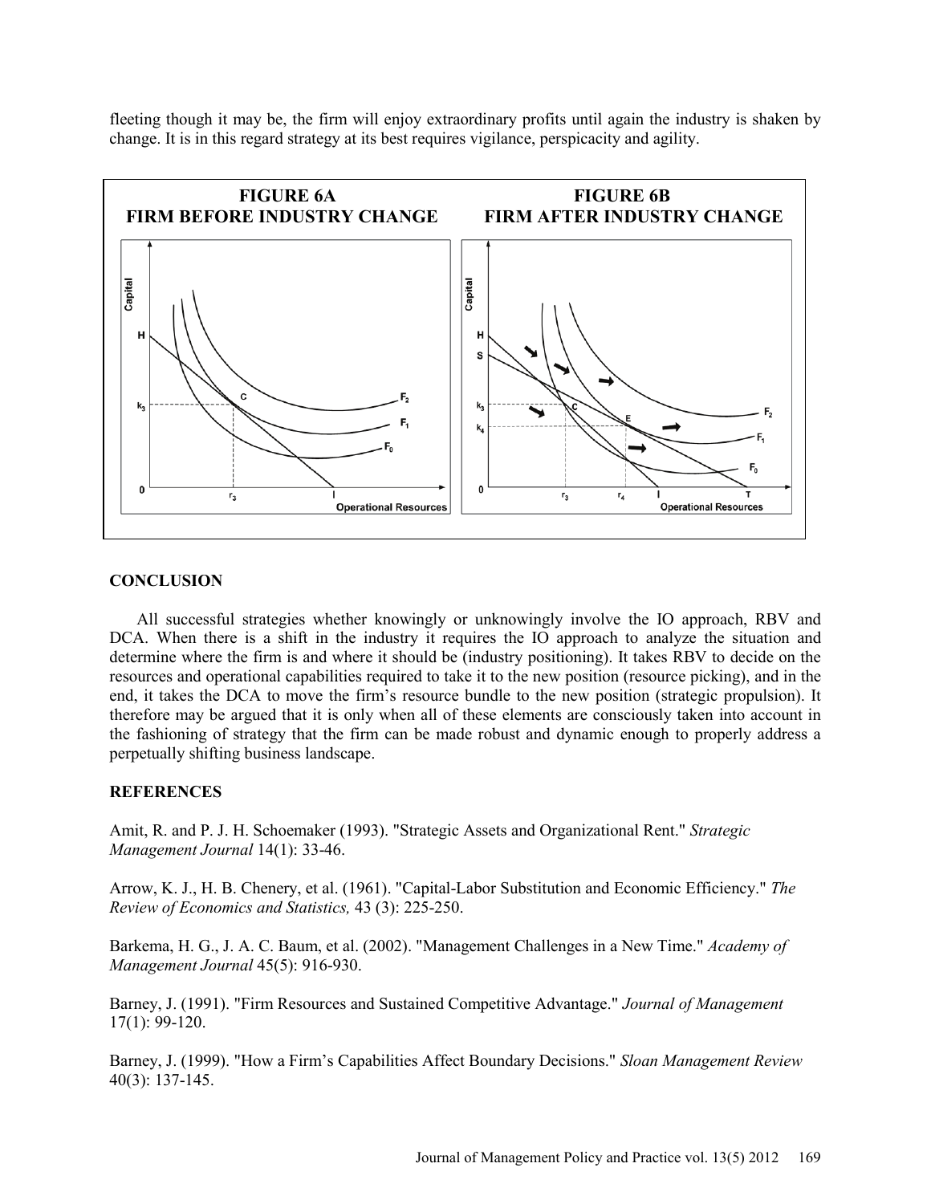fleeting though it may be, the firm will enjoy extraordinary profits until again the industry is shaken by change. It is in this regard strategy at its best requires vigilance, perspicacity and agility.

**FIGURE 6A**
**FIRM BEFORE INDUSTRY CHANGE**

**FIGURE 6B**
**FIRM AFTER INDUSTRY CHANGE**

## CONCLUSION

All successful strategies whether knowingly or unknowingly involve the IO approach, RBV and DCA. When there is a shift in the industry it requires the IO approach to analyze the situation and determine where the firm is and where it should be (industry positioning). It takes RBV to decide on the resources and operational capabilities required to take it to the new position (resource picking), and in the end, it takes the DCA to move the firm's resource bundle to the new position (strategic propulsion). It therefore may be argued that it is only when all of these elements are consciously taken into account in the fashioning of strategy that the firm can be made robust and dynamic enough to properly address a perpetually shifting business landscape.

## REFERENCES

Amit, R. and P. J. H. Schoemaker (1993). "Strategic Assets and Organizational Rent." *Strategic Management Journal* 14(1): 33-46.

Arrow, K. J., H. B. Chenery, et al. (1961). "Capital-Labor Substitution and Economic Efficiency." *The Review of Economics and Statistics,* 43 (3): 225-250.

Barkema, H. G., J. A. C. Baum, et al. (2002). "Management Challenges in a New Time." *Academy of Management Journal* 45(5): 916-930.

Barney, J. (1991). "Firm Resources and Sustained Competitive Advantage." *Journal of Management* 17(1): 99-120.

Barney, J. (1999). "How a Firm's Capabilities Affect Boundary Decisions." *Sloan Management Review* 40(3): 137-145.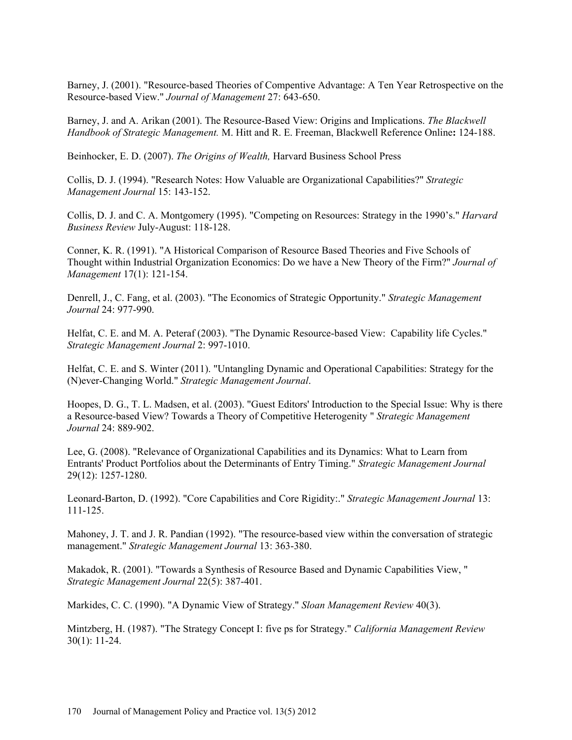Barney, J. (2001). "Resource-based Theories of Compentive Advantage: A Ten Year Retrospective on the Resource-based View." *Journal of Management* 27: 643-650.

Barney, J. and A. Arikan (2001). The Resource-Based View: Origins and Implications. *The Blackwell Handbook of Strategic Management.* M. Hitt and R. E. Freeman, Blackwell Reference Online**:** 124-188.

Beinhocker, E. D. (2007). *The Origins of Wealth,* Harvard Business School Press

Collis, D. J. (1994). "Research Notes: How Valuable are Organizational Capabilities?" *Strategic Management Journal* 15: 143-152.

Collis, D. J. and C. A. Montgomery (1995). "Competing on Resources: Strategy in the 1990's." *Harvard Business Review* July-August: 118-128.

Conner, K. R. (1991). "A Historical Comparison of Resource Based Theories and Five Schools of Thought within Industrial Organization Economics: Do we have a New Theory of the Firm?" *Journal of Management* 17(1): 121-154.

Denrell, J., C. Fang, et al. (2003). "The Economics of Strategic Opportunity." *Strategic Management Journal* 24: 977-990.

Helfat, C. E. and M. A. Peteraf (2003). "The Dynamic Resource-based View: Capability life Cycles." *Strategic Management Journal* 2: 997-1010.

Helfat, C. E. and S. Winter (2011). "Untangling Dynamic and Operational Capabilities: Strategy for the (N)ever-Changing World." *Strategic Management Journal*.

Hoopes, D. G., T. L. Madsen, et al. (2003). "Guest Editors' Introduction to the Special Issue: Why is there a Resource-based View? Towards a Theory of Competitive Heterogenity " *Strategic Management Journal* 24: 889-902.

Lee, G. (2008). "Relevance of Organizational Capabilities and its Dynamics: What to Learn from Entrants' Product Portfolios about the Determinants of Entry Timing." *Strategic Management Journal* 29(12): 1257-1280.

Leonard-Barton, D. (1992). "Core Capabilities and Core Rigidity:." *Strategic Management Journal* 13: 111-125.

Mahoney, J. T. and J. R. Pandian (1992). "The resource-based view within the conversation of strategic management." *Strategic Management Journal* 13: 363-380.

Makadok, R. (2001). "Towards a Synthesis of Resource Based and Dynamic Capabilities View, " *Strategic Management Journal* 22(5): 387-401.

Markides, C. C. (1990). "A Dynamic View of Strategy." *Sloan Management Review* 40(3).

Mintzberg, H. (1987). "The Strategy Concept I: five ps for Strategy." *California Management Review* 30(1): 11-24.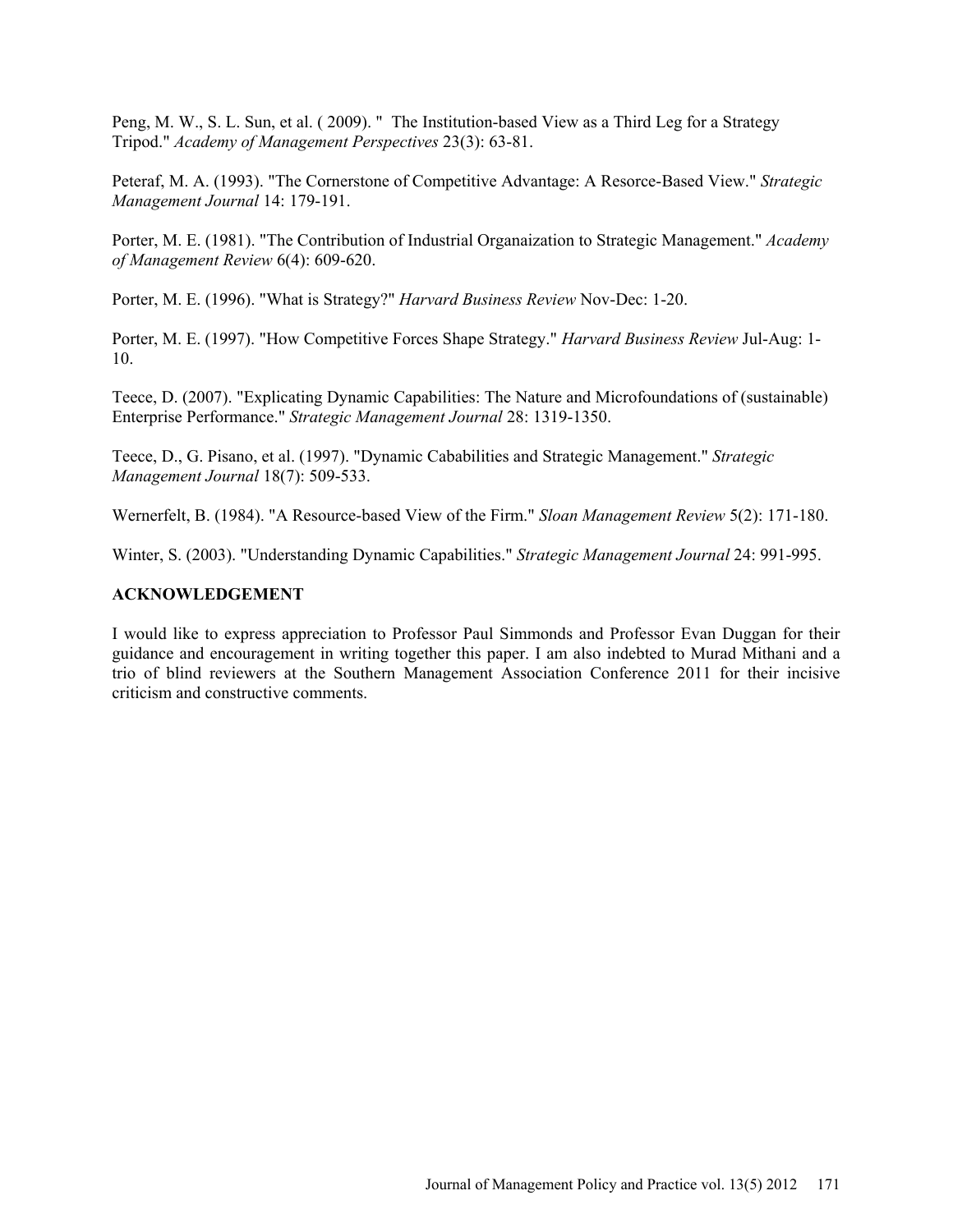Peng, M. W., S. L. Sun, et al. ( 2009). "  The Institution-based View as a Third Leg for a Strategy Tripod." *Academy of Management Perspectives* 23(3): 63-81.

Peteraf, M. A. (1993). "The Cornerstone of Competitive Advantage: A Resorce-Based View." *Strategic Management Journal* 14: 179-191.

Porter, M. E. (1981). "The Contribution of Industrial Organaization to Strategic Management." *Academy of Management Review* 6(4): 609-620.

Porter, M. E. (1996). "What is Strategy?" *Harvard Business Review* Nov-Dec: 1-20.

Porter, M. E. (1997). "How Competitive Forces Shape Strategy." *Harvard Business Review* Jul-Aug: 1-10.

Teece, D. (2007). "Explicating Dynamic Capabilities: The Nature and Microfoundations of (sustainable) Enterprise Performance." *Strategic Management Journal* 28: 1319-1350.

Teece, D., G. Pisano, et al. (1997). "Dynamic Cababilities and Strategic Management." *Strategic Management Journal* 18(7): 509-533.

Wernerfelt, B. (1984). "A Resource-based View of the Firm." *Sloan Management Review* 5(2): 171-180.

Winter, S. (2003). "Understanding Dynamic Capabilities." *Strategic Management Journal* 24: 991-995.

## ACKNOWLEDGEMENT

I would like to express appreciation to Professor Paul Simmonds and Professor Evan Duggan for their guidance and encouragement in writing together this paper. I am also indebted to Murad Mithani and a trio of blind reviewers at the Southern Management Association Conference 2011 for their incisive criticism and constructive comments.